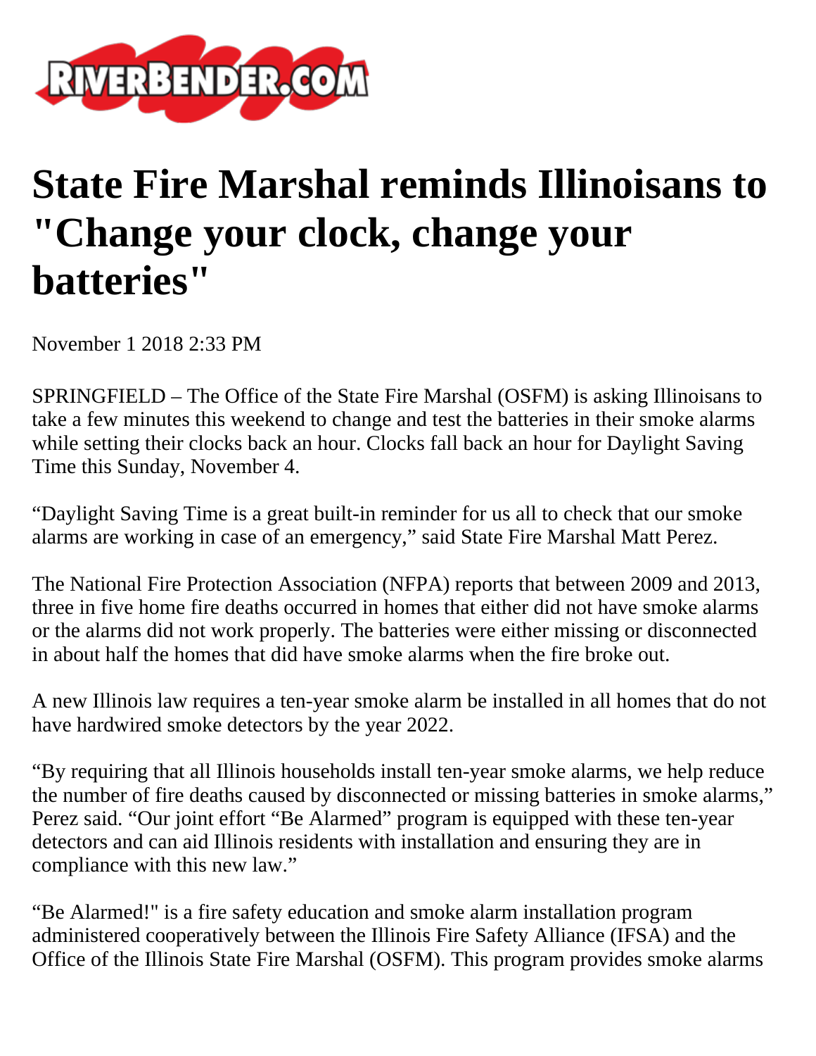# State Fire Marshal reminds Illinoisans to "Change your clock, change your batteries"

November 1 2018 2:33 PM

SPRINGFIELD – The Office of the State Fire Marshal (OSFM) is asking Illinoisans to take a few minutes this weekend to change and test the batteries in their smoke alarms while setting their clocks back an hour. Clocks fall back an hour for Daylight Saving Time this Sunday, November 4.

"Daylight Saving Time is a great built-in reminder for us all to check that our smoke alarms are working in case of an emergency," said State Fire Marshal Matt Perez.

The National Fire Protection Association (NFPA) reports that between 2009 and 2013, three in five home fire deaths occurred in homes that either did not have smoke alarms or the alarms did not work properly. The batteries were either missing or disconnected in about half the homes that did have smoke alarms when the fire broke out.

A new Illinois law requires a ten-year smoke alarm be installed in all homes that do not have hardwired smoke detectors by the year 2022.

"By requiring that all Illinois households install ten-year smoke alarms, we help reduce the number of fire deaths caused by disconnected or missing batteries in smoke alarms," Perez said. "Our joint effort "Be Alarmed" program is equipped with these ten-year detectors and can aid Illinois residents with installation and ensuring they are in compliance with this new law."

"Be Alarmed!" is a fire safety education and smoke alarm installation program administered cooperatively between the Illinois Fire Safety Alliance (IFSA) and the Office of the Illinois State Fire Marshal (OSFM). This program provides smoke alarms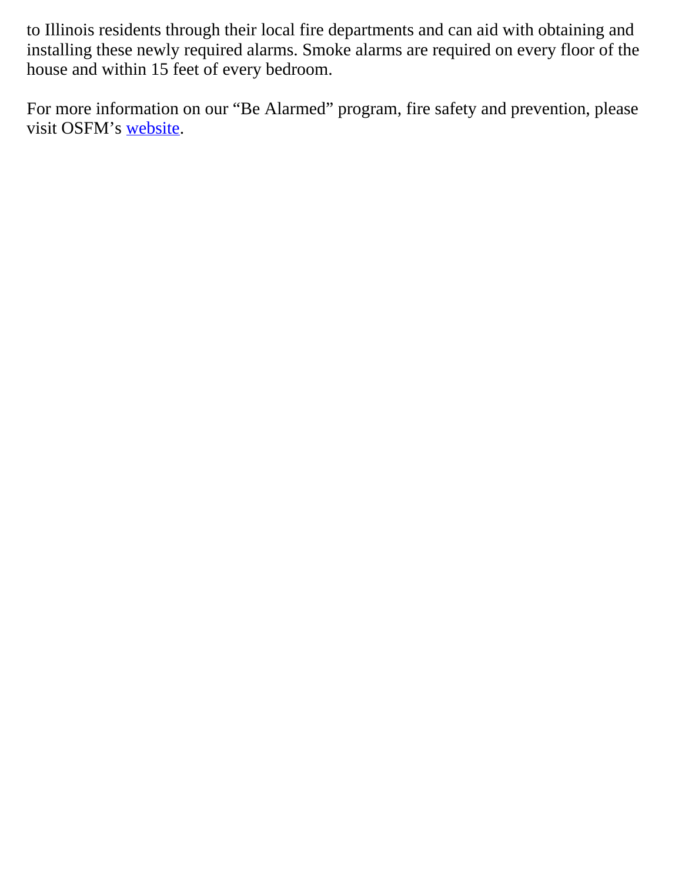to Illinois residents through their local fire departments and can aid with obtaining and installing these newly required alarms. Smoke alarms are required on every floor of the house and within 15 feet of every bedroom.

For more information on our “Be Alarmed” program, fire safety and prevention, please visit OSFM’s website.